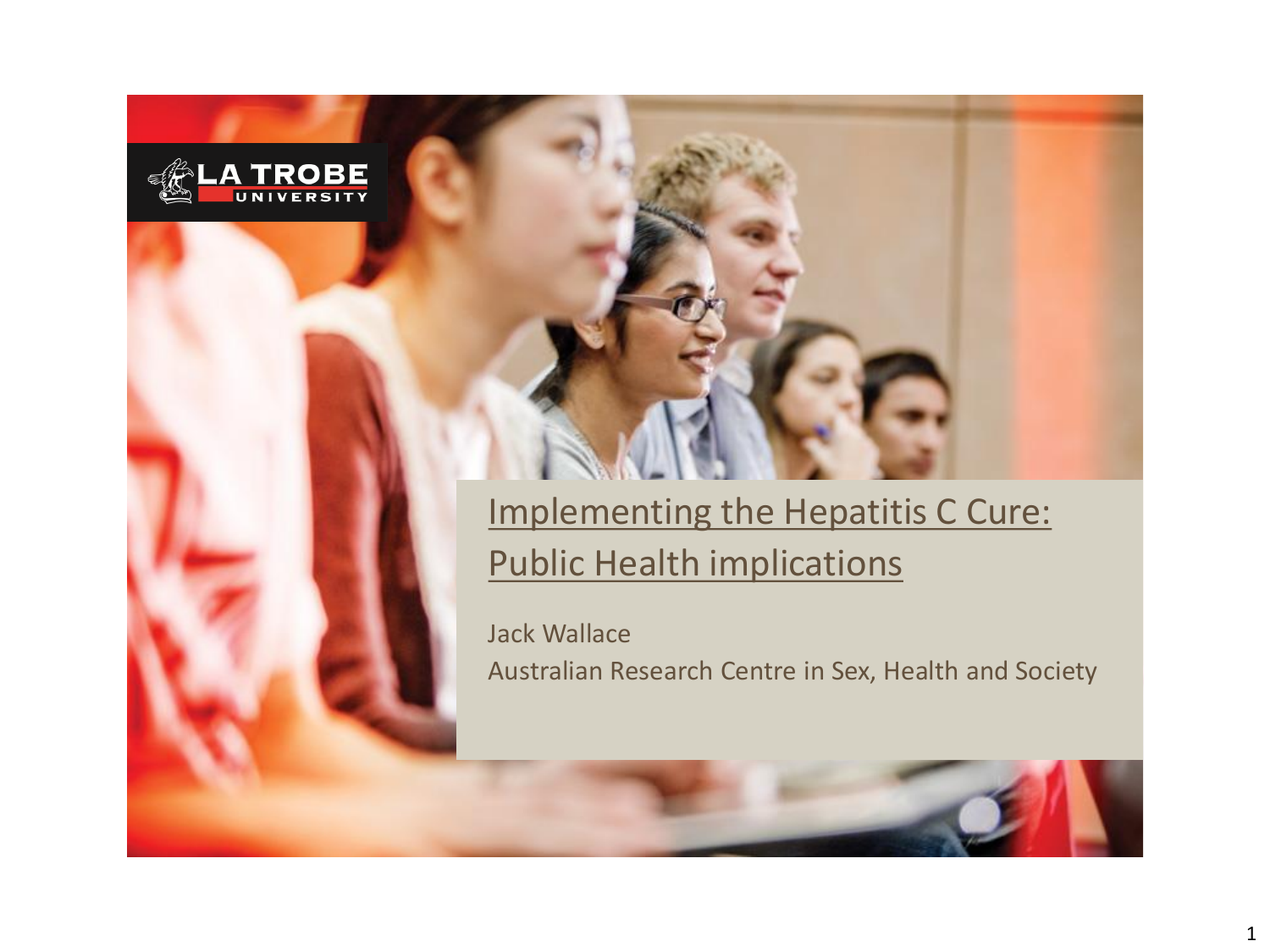# Implementing the Hepatitis C Cure: Public Health implications

Jack Wallace

Australian Research Centre in Sex, Health and Society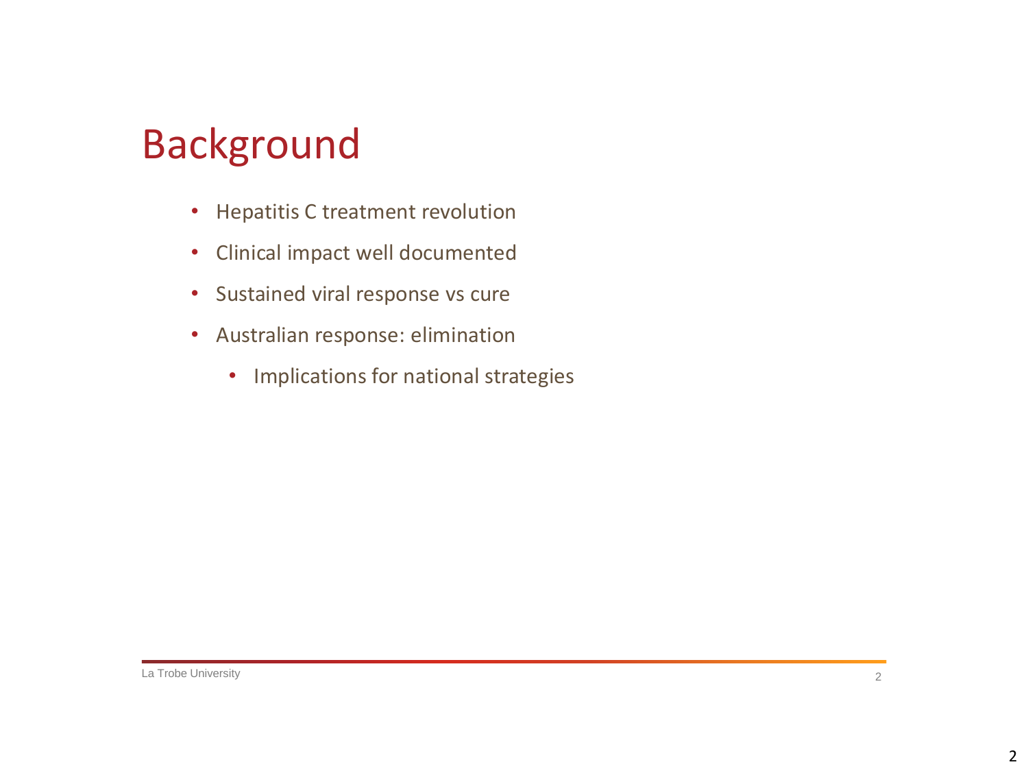# Background

- Hepatitis C treatment revolution
- Clinical impact well documented
- Sustained viral response vs cure
- Australian response: elimination
    - Implications for national strategies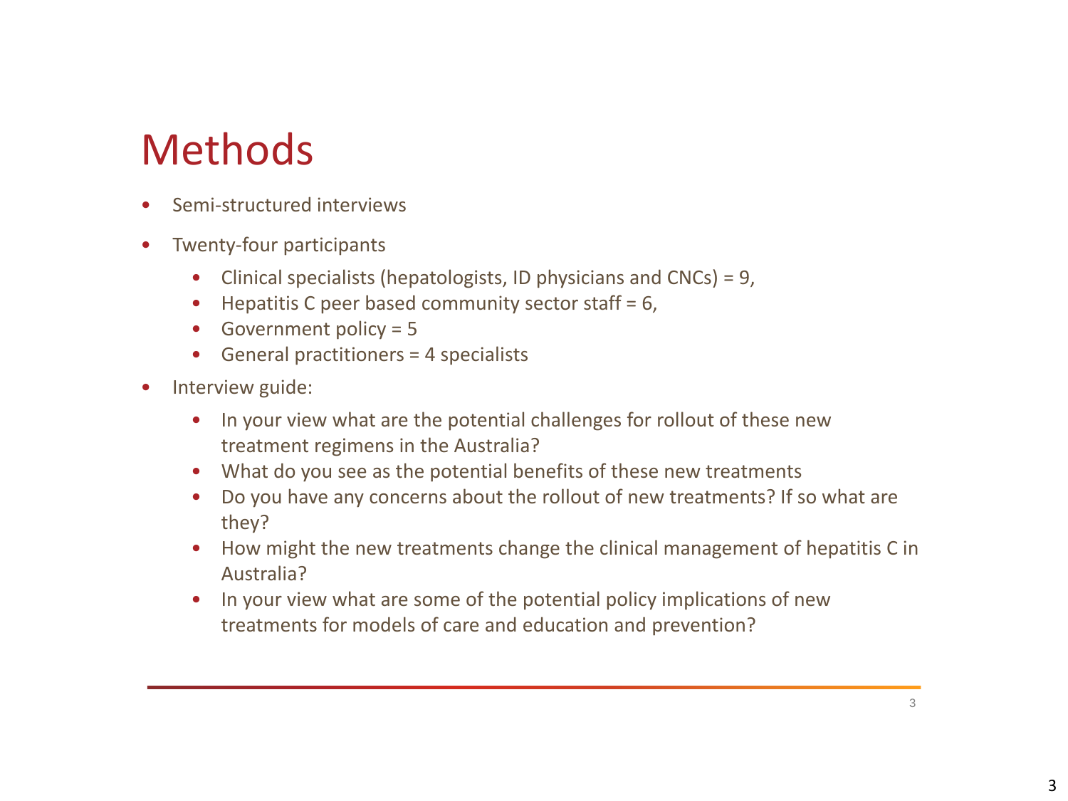# Methods

- Semi-structured interviews
- Twenty-four participants
  - Clinical specialists (hepatologists, ID physicians and CNCs) = 9,
  - Hepatitis C peer based community sector staff = 6,
  - Government policy = 5
  - General practitioners = 4 specialists
- Interview guide:
  - In your view what are the potential challenges for rollout of these new treatment regimens in the Australia?
  - What do you see as the potential benefits of these new treatments
  - Do you have any concerns about the rollout of new treatments? If so what are they?
  - How might the new treatments change the clinical management of hepatitis C in Australia?
  - In your view what are some of the potential policy implications of new treatments for models of care and education and prevention?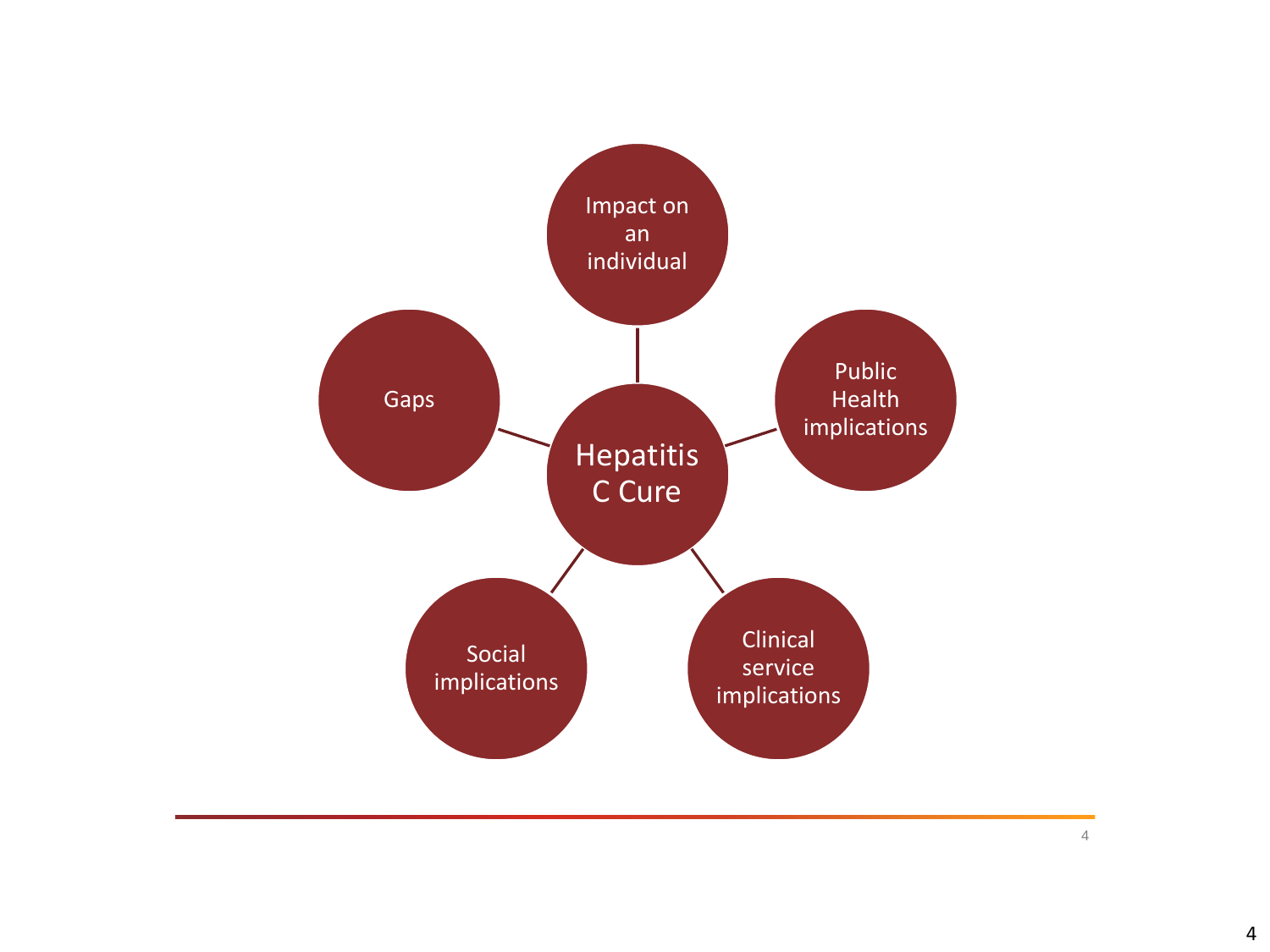Hepatitis C Cure

- Impact on an individual
- Public Health implications
- Clinical service implications
- Social implications
- Gaps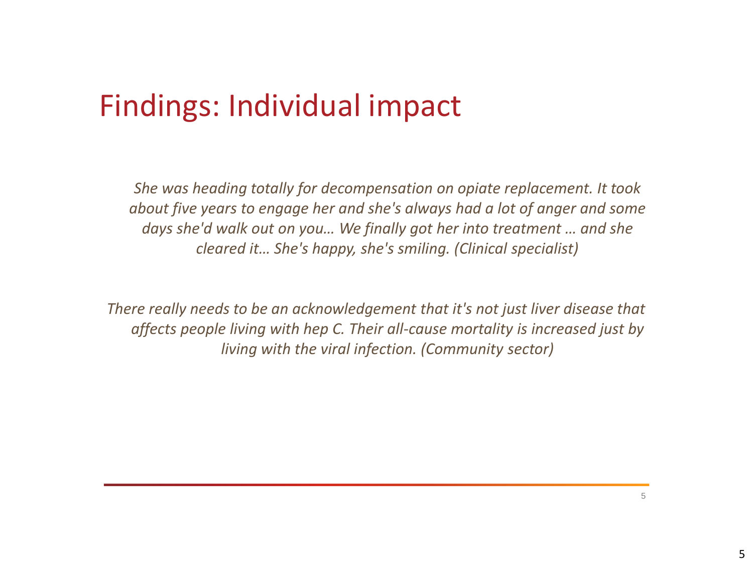# Findings: Individual impact

*She was heading totally for decompensation on opiate replacement. It took about five years to engage her and she's always had a lot of anger and some days she'd walk out on you… We finally got her into treatment … and she cleared it… She's happy, she's smiling. (Clinical specialist)*

*There really needs to be an acknowledgement that it's not just liver disease that affects people living with hep C. Their all-cause mortality is increased just by living with the viral infection. (Community sector)*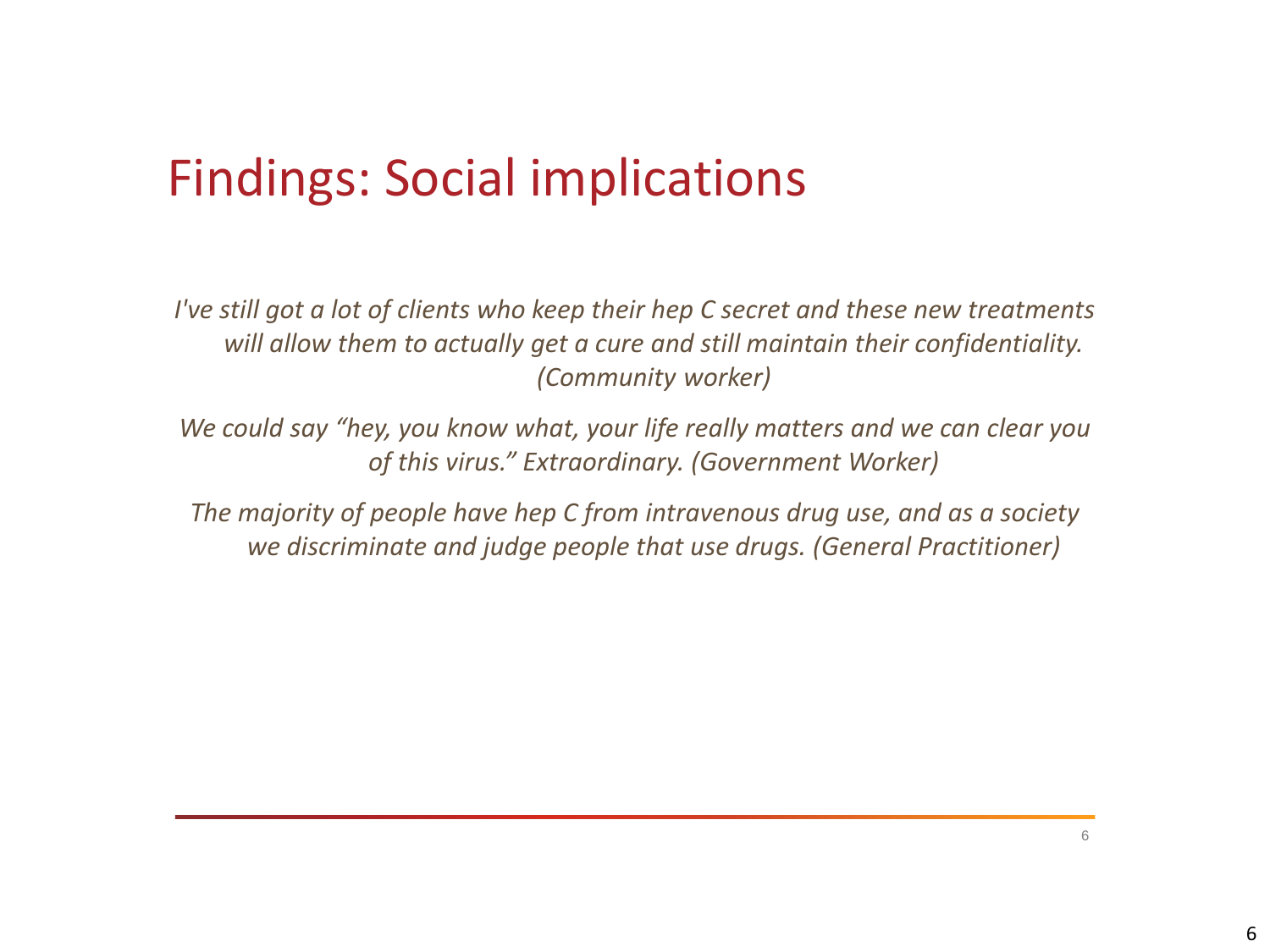# Findings: Social implications

*I've still got a lot of clients who keep their hep C secret and these new treatments will allow them to actually get a cure and still maintain their confidentiality. (Community worker)*

*We could say "hey, you know what, your life really matters and we can clear you of this virus." Extraordinary. (Government Worker)*

*The majority of people have hep C from intravenous drug use, and as a society we discriminate and judge people that use drugs. (General Practitioner)*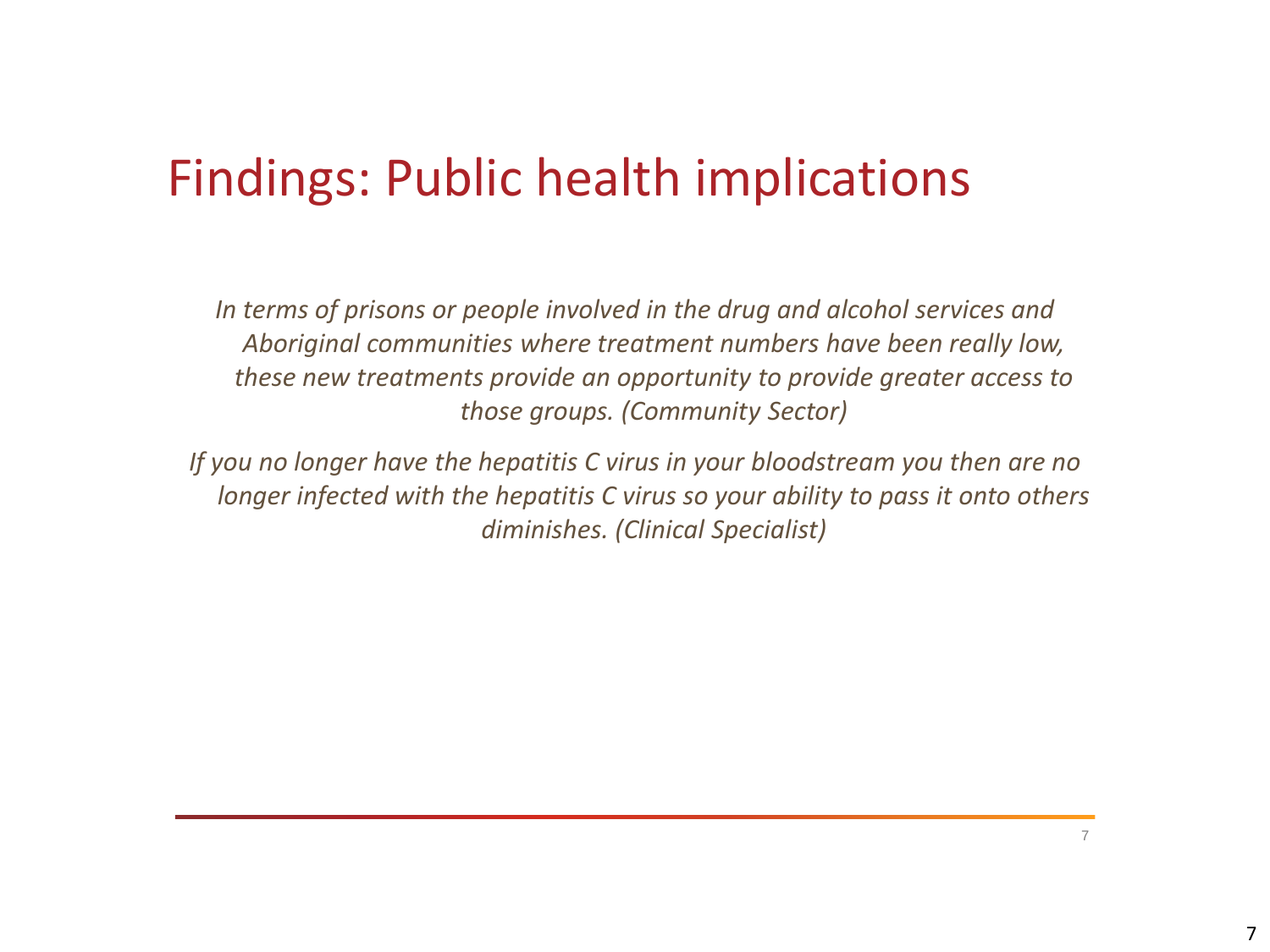# Findings: Public health implications

*In terms of prisons or people involved in the drug and alcohol services and Aboriginal communities where treatment numbers have been really low, these new treatments provide an opportunity to provide greater access to those groups. (Community Sector)*

*If you no longer have the hepatitis C virus in your bloodstream you then are no longer infected with the hepatitis C virus so your ability to pass it onto others diminishes. (Clinical Specialist)*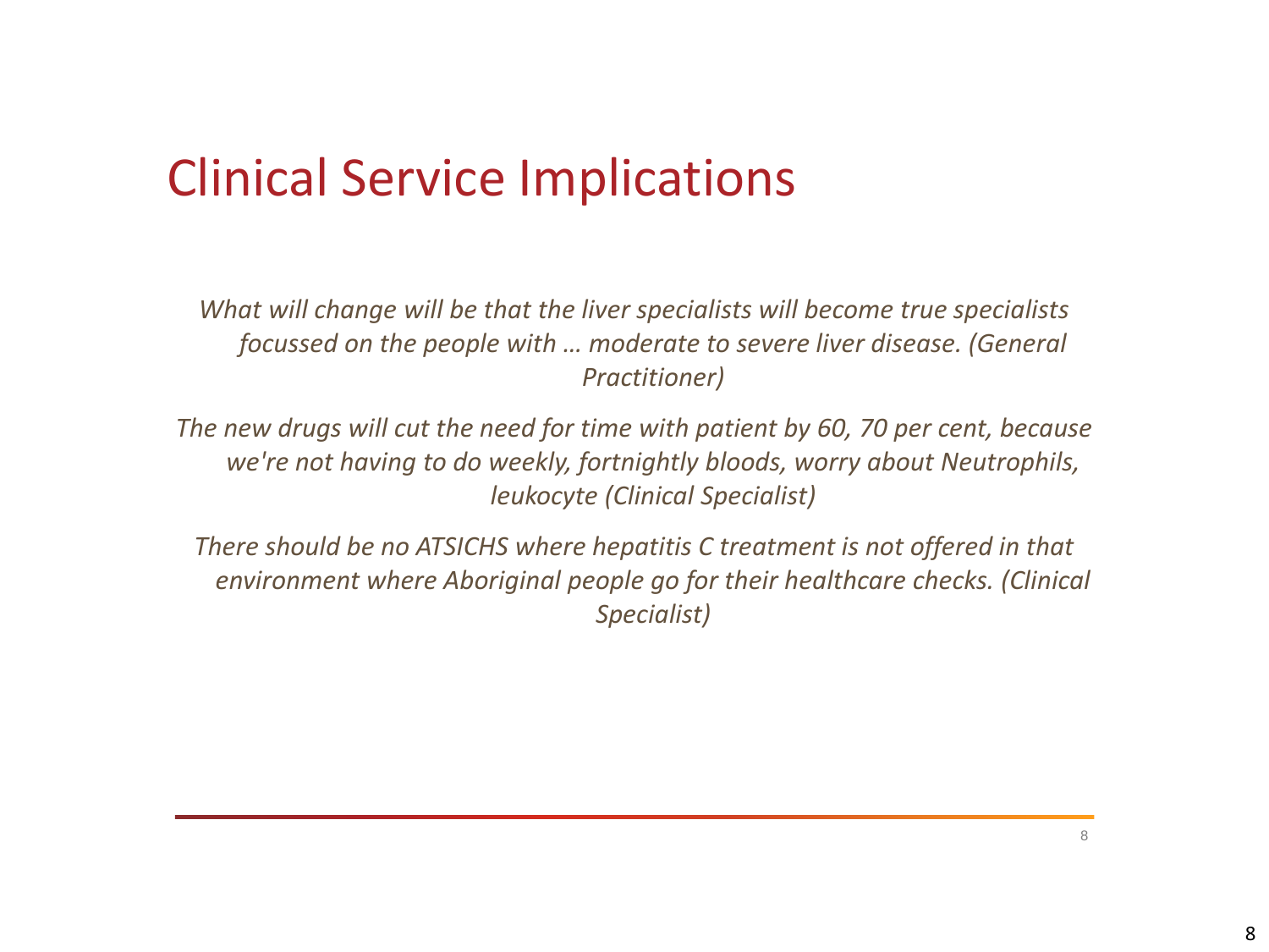# Clinical Service Implications

*What will change will be that the liver specialists will become true specialists focussed on the people with … moderate to severe liver disease. (General Practitioner)*

*The new drugs will cut the need for time with patient by 60, 70 per cent, because we're not having to do weekly, fortnightly bloods, worry about Neutrophils, leukocyte (Clinical Specialist)*

*There should be no ATSICHS where hepatitis C treatment is not offered in that environment where Aboriginal people go for their healthcare checks. (Clinical Specialist)*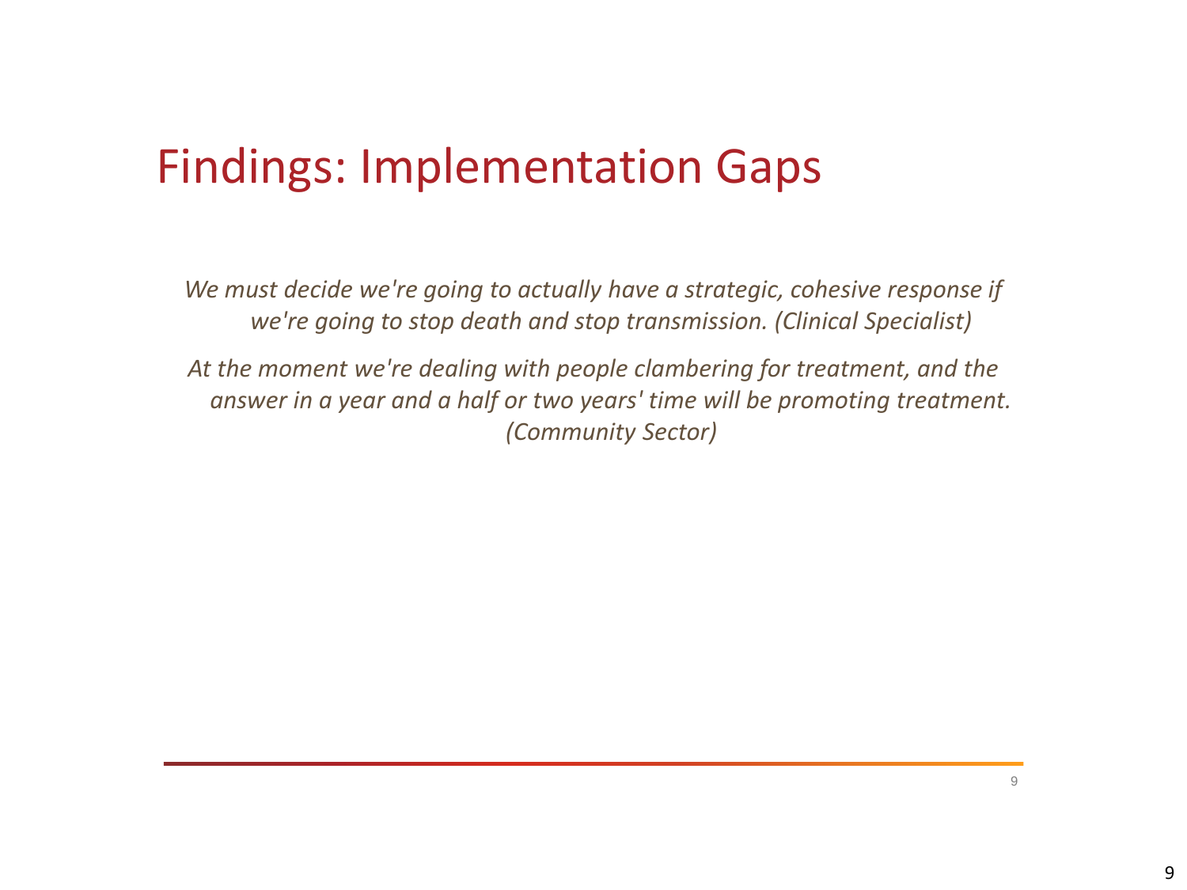# Findings: Implementation Gaps

*We must decide we're going to actually have a strategic, cohesive response if we're going to stop death and stop transmission. (Clinical Specialist)*

*At the moment we're dealing with people clambering for treatment, and the answer in a year and a half or two years' time will be promoting treatment. (Community Sector)*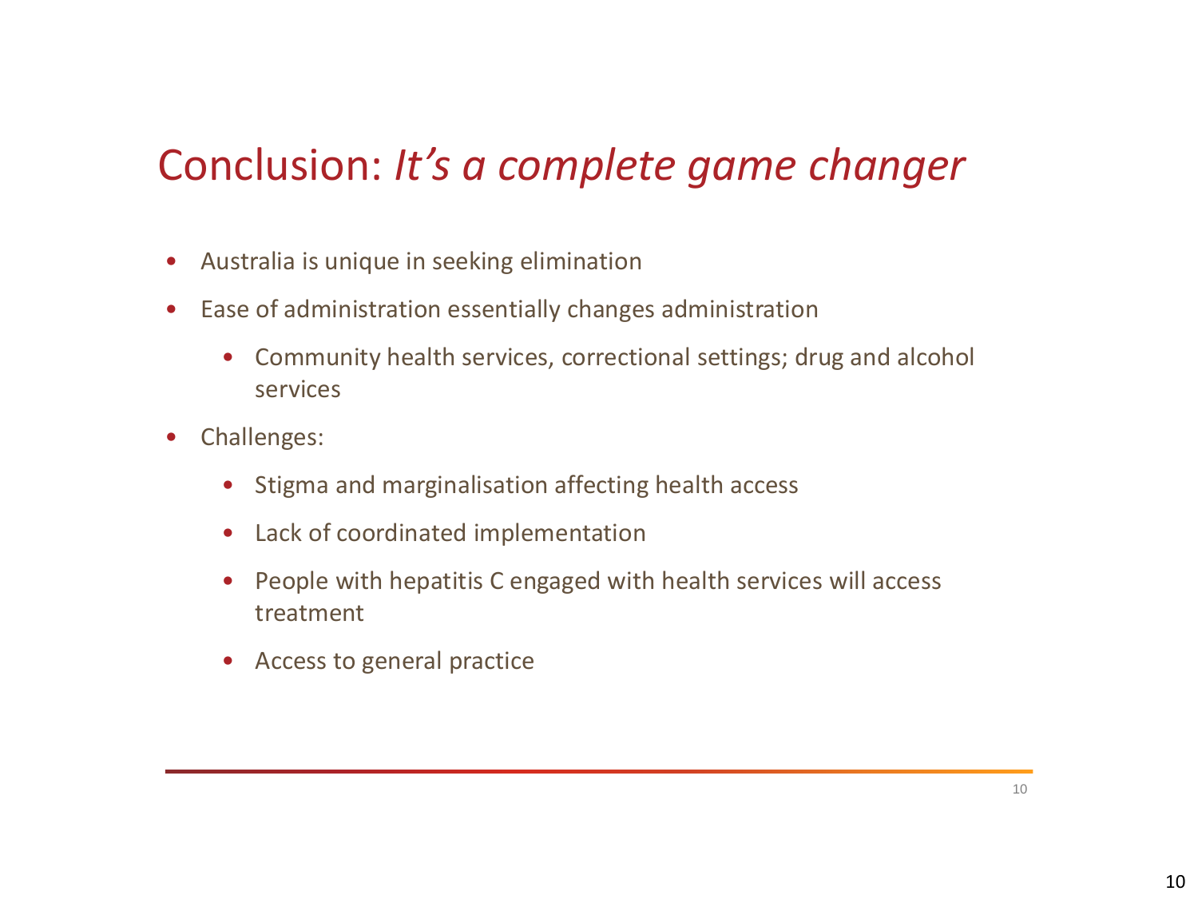## Conclusion: *It's a complete game changer*

- Australia is unique in seeking elimination
- Ease of administration essentially changes administration
  - Community health services, correctional settings; drug and alcohol services
- Challenges:
  - Stigma and marginalisation affecting health access
  - Lack of coordinated implementation
  - People with hepatitis C engaged with health services will access treatment
  - Access to general practice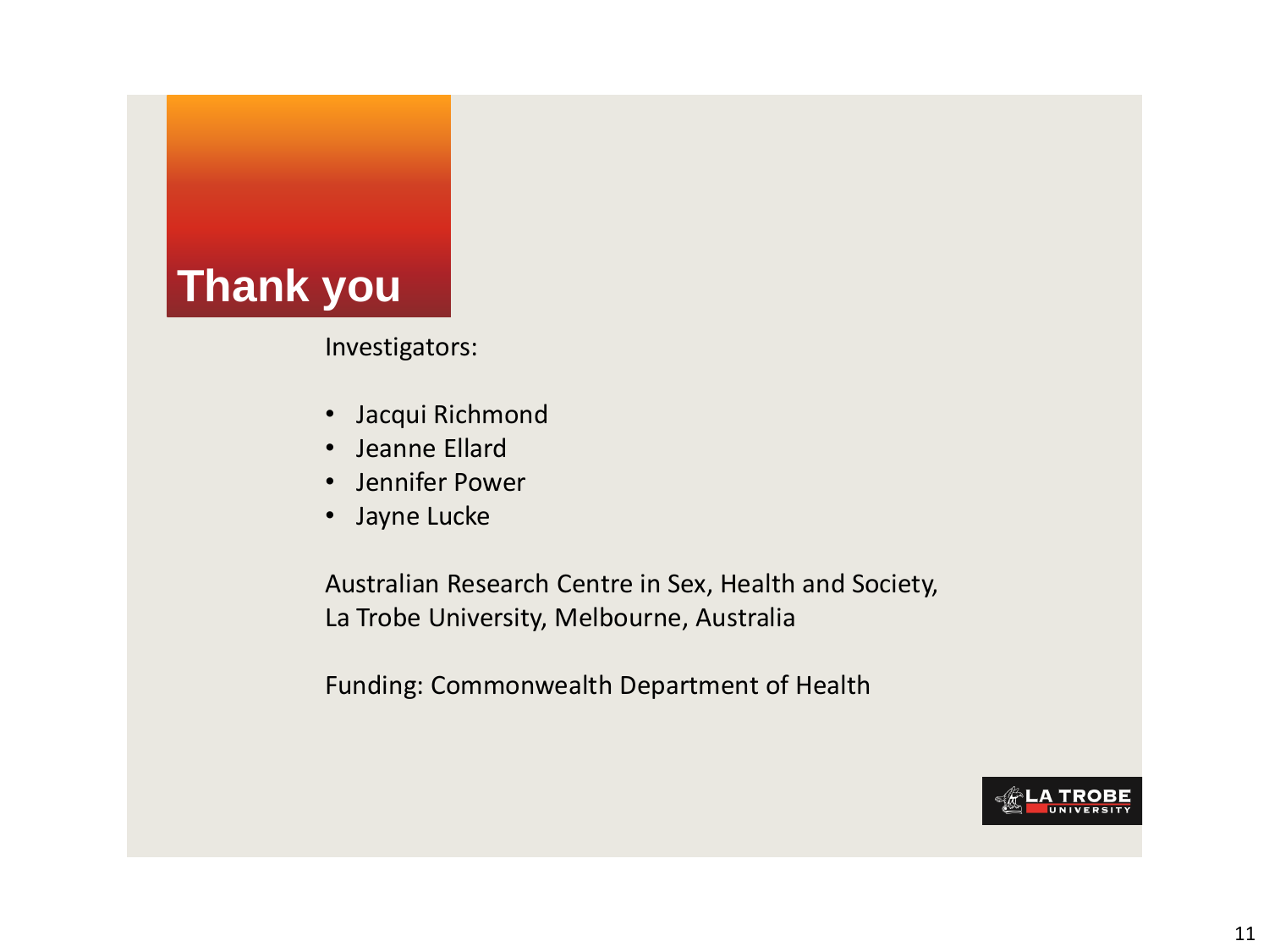# Thank you

Investigators:

- Jacqui Richmond
- Jeanne Ellard
- Jennifer Power
- Jayne Lucke

Australian Research Centre in Sex, Health and Society, La Trobe University, Melbourne, Australia

Funding: Commonwealth Department of Health

LA TROBE UNIVERSITY